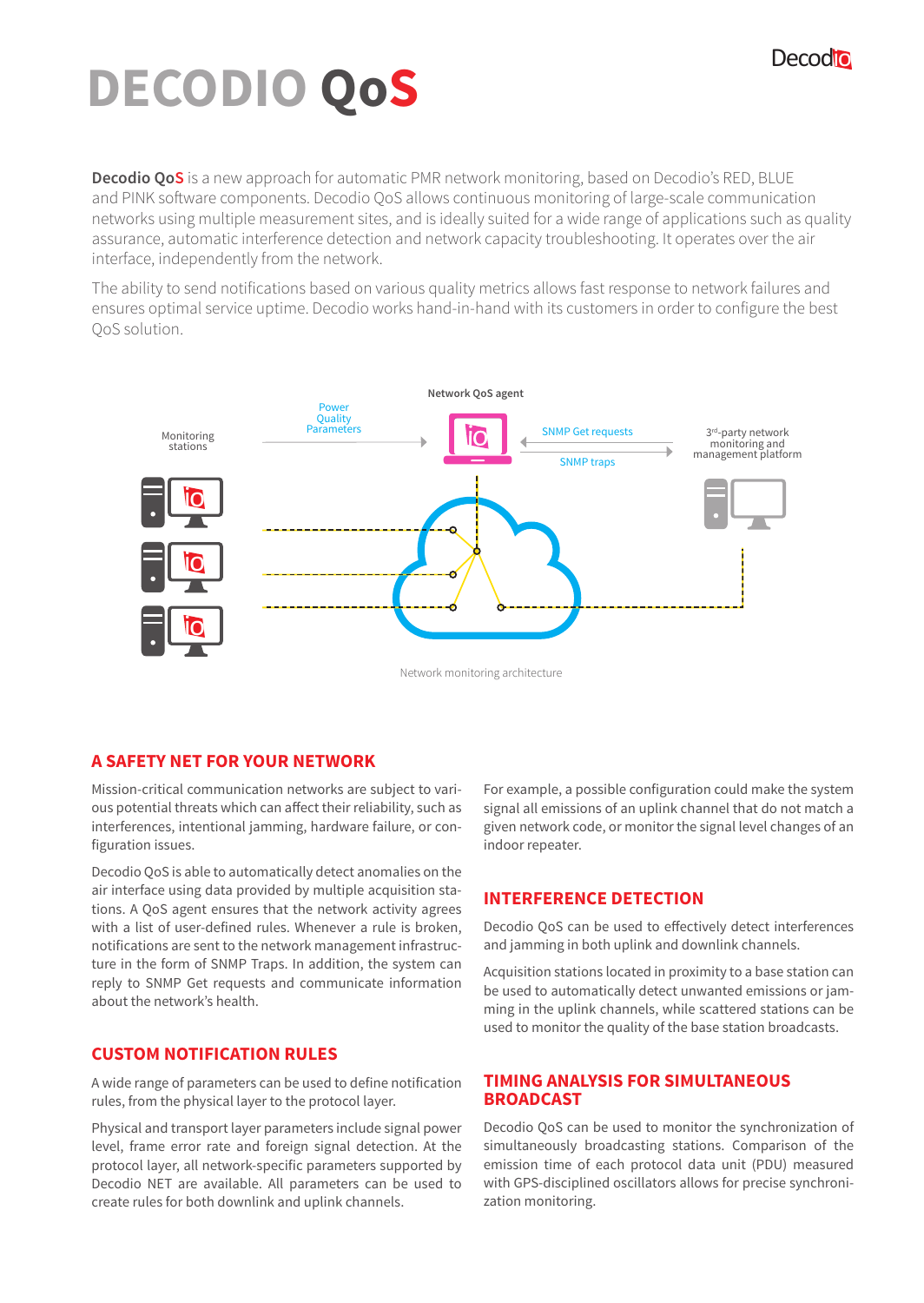# DECODIO QoS

**Decodio QoS** is a new approach for automatic PMR network monitoring, based on Decodio's RED, BLUE and PINK software components. Decodio QoS allows continuous monitoring of large-scale communication networks using multiple measurement sites, and is ideally suited for a wide range of applications such as quality assurance, automatic interference detection and network capacity troubleshooting. It operates over the air interface, independently from the network.

The ability to send notifications based on various quality metrics allows fast response to network failures and ensures optimal service uptime. Decodio works hand-in-hand with its customers in order to configure the best QoS solution.

Monitoring stations

Power Quality Parameters

Network QoS agent

SNMP Get requests

SNMP traps

3rd-party network monitoring and management platform

Network monitoring architecture

## A SAFETY NET FOR YOUR NETWORK

Mission-critical communication networks are subject to various potential threats which can affect their reliability, such as interferences, intentional jamming, hardware failure, or configuration issues.

Decodio QoS is able to automatically detect anomalies on the air interface using data provided by multiple acquisition stations. A QoS agent ensures that the network activity agrees with a list of user-defined rules. Whenever a rule is broken, notifications are sent to the network management infrastructure in the form of SNMP Traps. In addition, the system can reply to SNMP Get requests and communicate information about the network's health.

## CUSTOM NOTIFICATION RULES

A wide range of parameters can be used to define notification rules, from the physical layer to the protocol layer.

Physical and transport layer parameters include signal power level, frame error rate and foreign signal detection. At the protocol layer, all network-specific parameters supported by Decodio NET are available. All parameters can be used to create rules for both downlink and uplink channels.

For example, a possible configuration could make the system signal all emissions of an uplink channel that do not match a given network code, or monitor the signal level changes of an indoor repeater.

## INTERFERENCE DETECTION

Decodio QoS can be used to effectively detect interferences and jamming in both uplink and downlink channels.

Acquisition stations located in proximity to a base station can be used to automatically detect unwanted emissions or jamming in the uplink channels, while scattered stations can be used to monitor the quality of the base station broadcasts.

## TIMING ANALYSIS FOR SIMULTANEOUS BROADCAST

Decodio QoS can be used to monitor the synchronization of simultaneously broadcasting stations. Comparison of the emission time of each protocol data unit (PDU) measured with GPS-disciplined oscillators allows for precise synchronization monitoring.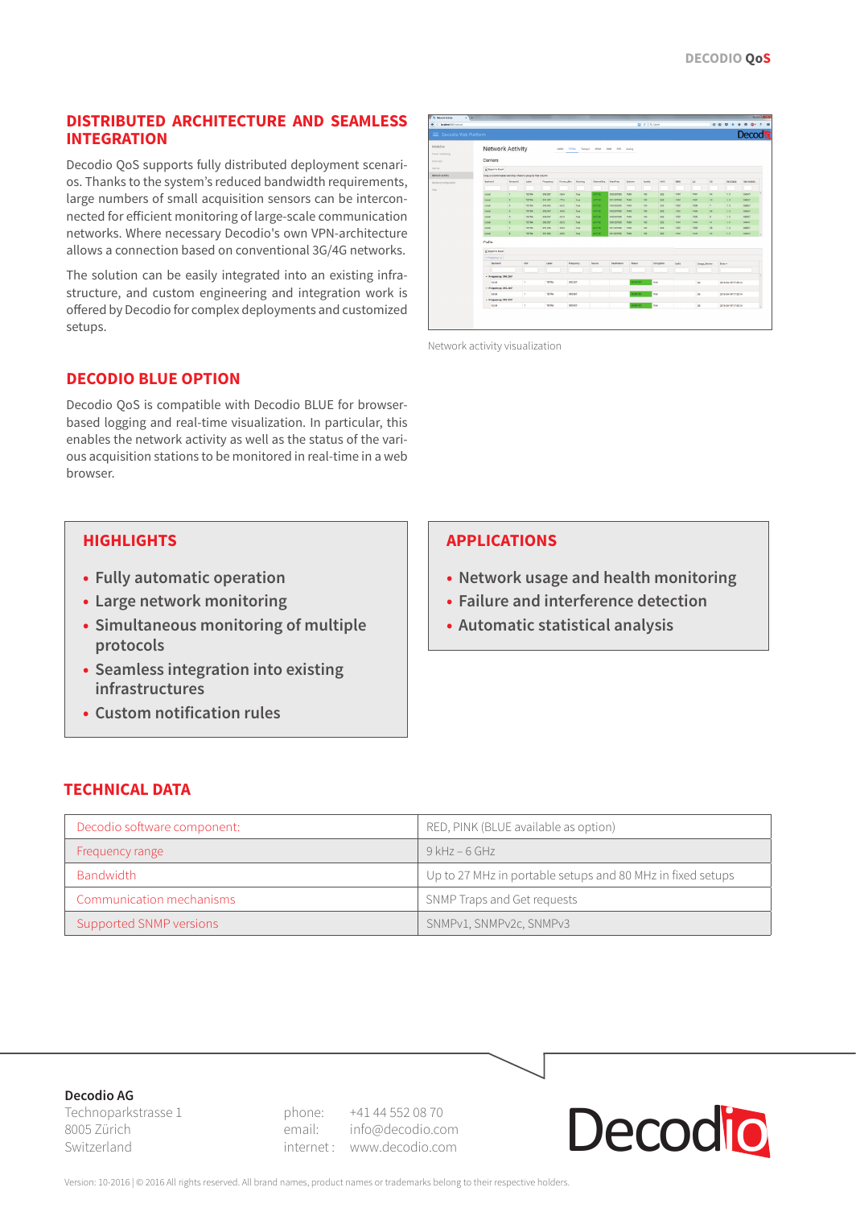## DISTRIBUTED ARCHITECTURE AND SEAMLESS INTEGRATION

Decodio QoS supports fully distributed deployment scenarios. Thanks to the system's reduced bandwidth requirements, large numbers of small acquisition sensors can be interconnected for efficient monitoring of large-scale communication networks. Where necessary Decodio's own VPN-architecture allows a connection based on conventional 3G/4G networks.

The solution can be easily integrated into an existing infrastructure, and custom engineering and integration work is offered by Decodio for complex deployments and customized setups.

Network activity visualization

## DECODIO BLUE OPTION

Decodio QoS is compatible with Decodio BLUE for browser-based logging and real-time visualization. In particular, this enables the network activity as well as the status of the various acquisition stations to be monitored in real-time in a web browser.

## HIGHLIGHTS

- Fully automatic operation
- Large network monitoring
- Simultaneous monitoring of multiple protocols
- Seamless integration into existing infrastructures
- Custom notification rules

## APPLICATIONS

- Network usage and health monitoring
- Failure and interference detection
- Automatic statistical analysis

## TECHNICAL DATA

| | |
|---|---|
| Decodio software component: | RED, PINK (BLUE available as option) |
| Frequency range | 9 kHz – 6 GHz |
| Bandwidth | Up to 27 MHz in portable setups and 80 MHz in fixed setups |
| Communication mechanisms | SNMP Traps and Get requests |
| Supported SNMP versions | SNMPv1, SNMPv2c, SNMPv3 |

**Decodio AG**
Technoparkstrasse 1
8005 Zürich
Switzerland

phone: +41 44 552 08 70
email: info@decodio.com
internet : www.decodio.com

Decodio

Version: 10-2016 | © 2016 All rights reserved. All brand names, product names or trademarks belong to their respective holders.